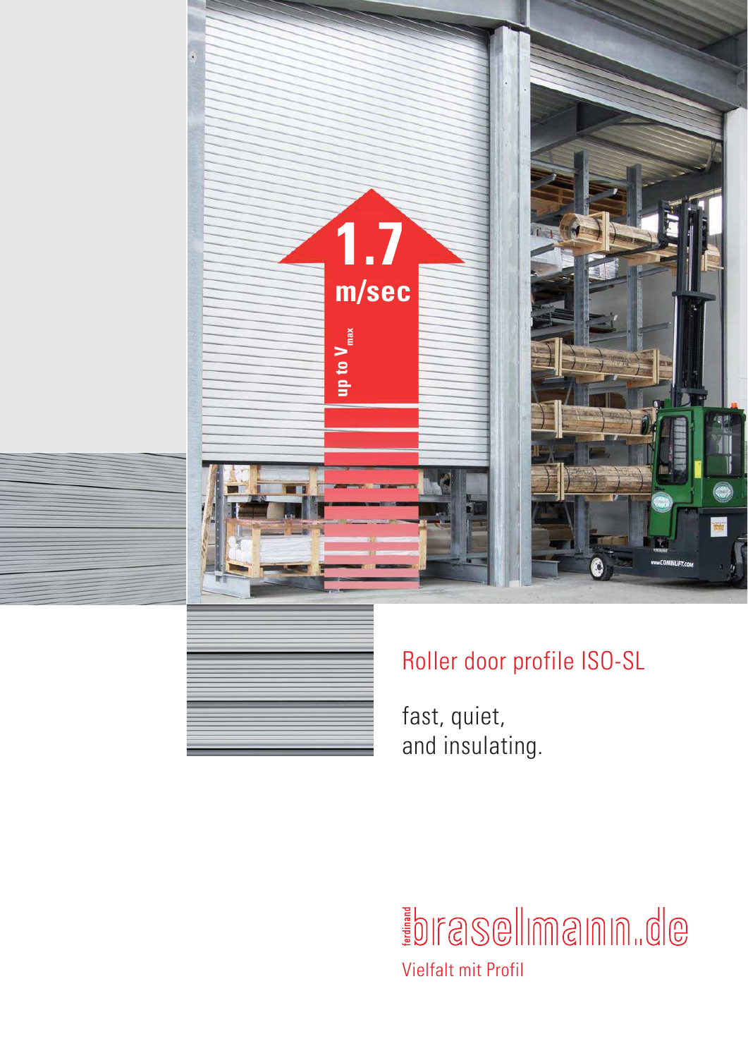# Roller door profile ISO-SL

fast, quiet,
and insulating.

up to $V_{max}$ **1.7 m/sec**

ferdinand braselmann.de

Vielfalt mit Profil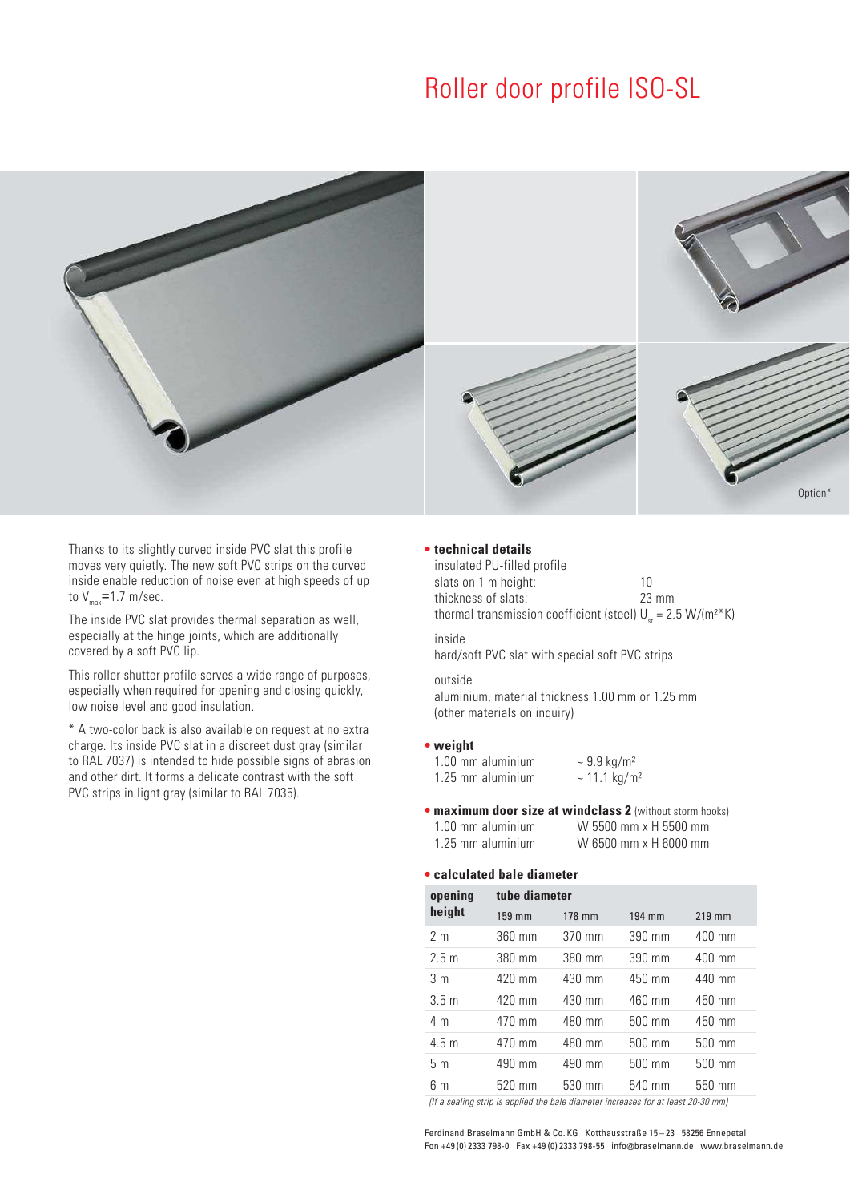# Roller door profile ISO-SL

Option*

Thanks to its slightly curved inside PVC slat this profile moves very quietly. The new soft PVC strips on the curved inside enable reduction of noise even at high speeds of up to $V_{max}$=1.7 m/sec.

The inside PVC slat provides thermal separation as well, especially at the hinge joints, which are additionally covered by a soft PVC lip.

This roller shutter profile serves a wide range of purposes, especially when required for opening and closing quickly, low noise level and good insulation.

* A two-color back is also available on request at no extra charge. Its inside PVC slat in a discreet dust gray (similar to RAL 7037) is intended to hide possible signs of abrasion and other dirt. It forms a delicate contrast with the soft PVC strips in light gray (similar to RAL 7035).

**• technical details**

insulated PU-filled profile
slats on 1 m height: 10
thickness of slats: 23 mm
thermal transmission coefficient (steel) $U_{st}$ = 2.5 W/(m²*K)

inside
hard/soft PVC slat with special soft PVC strips

outside
aluminium, material thickness 1.00 mm or 1.25 mm
(other materials on inquiry)

**• weight**

| | |
|---|---|
| 1.00 mm aluminium | ~ 9.9 kg/m² |
| 1.25 mm aluminium | ~ 11.1 kg/m² |

**• maximum door size at windclass 2** (without storm hooks)

| | |
|---|---|
| 1.00 mm aluminium | W 5500 mm x H 5500 mm |
| 1.25 mm aluminium | W 6500 mm x H 6000 mm |

**• calculated bale diameter**

| opening height | tube diameter | | | |
|---|---|---|---|---|
| | 159 mm | 178 mm | 194 mm | 219 mm |
| 2 m | 360 mm | 370 mm | 390 mm | 400 mm |
| 2.5 m | 380 mm | 380 mm | 390 mm | 400 mm |
| 3 m | 420 mm | 430 mm | 450 mm | 440 mm |
| 3.5 m | 420 mm | 430 mm | 460 mm | 450 mm |
| 4 m | 470 mm | 480 mm | 500 mm | 450 mm |
| 4.5 m | 470 mm | 480 mm | 500 mm | 500 mm |
| 5 m | 490 mm | 490 mm | 500 mm | 500 mm |
| 6 m | 520 mm | 530 mm | 540 mm | 550 mm |

*(If a sealing strip is applied the bale diameter increases for at least 20-30 mm)*

Ferdinand Braselmann GmbH & Co. KG Kotthausstraße 15 – 23 58256 Ennepetal
Fon +49 (0) 2333 798-0 Fax +49 (0) 2333 798-55 info@braselmann.de www.braselmann.de